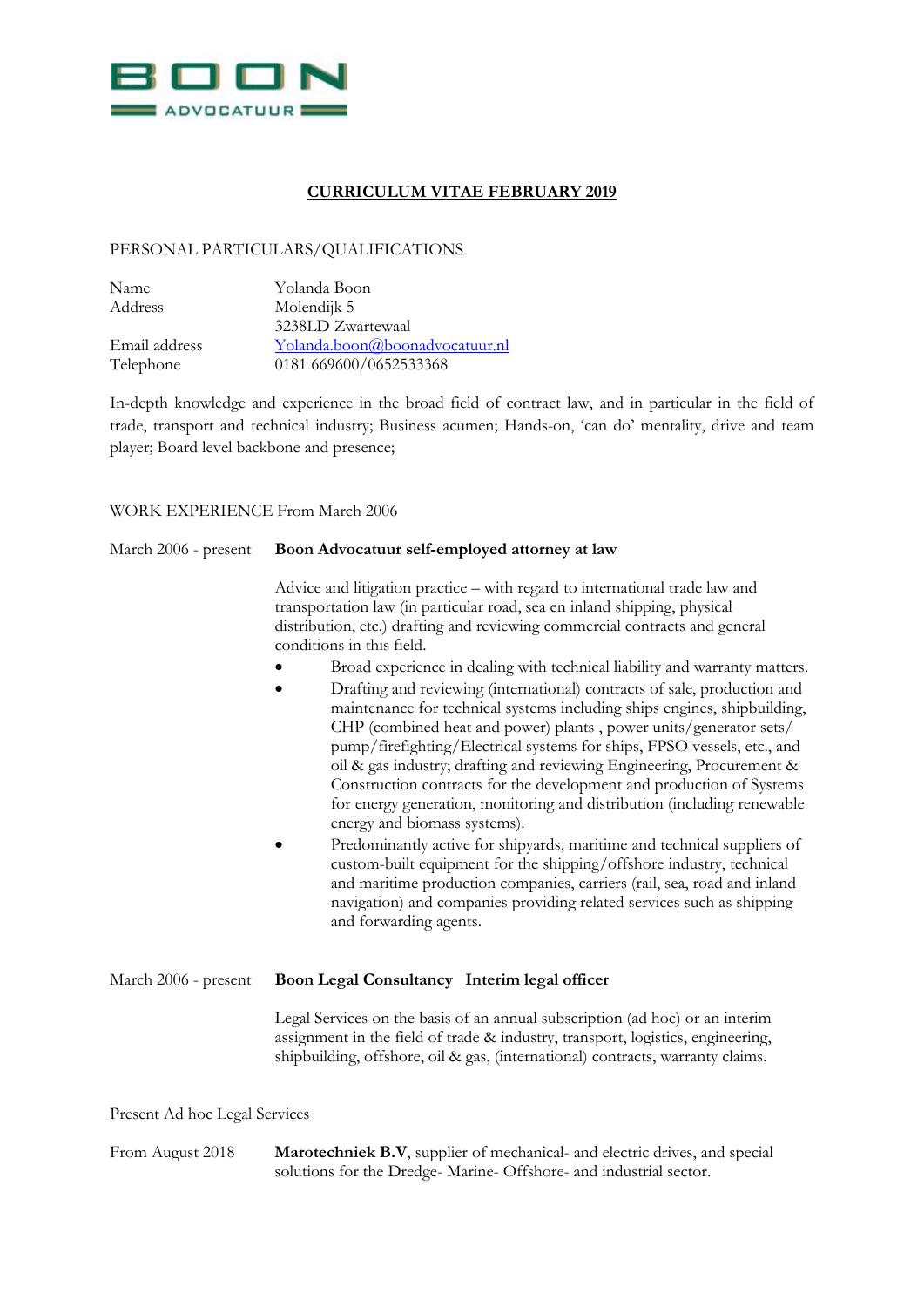BOON
ADVOCATUUR

# CURRICULUM VITAE FEBRUARY 2019

## PERSONAL PARTICULARS/QUALIFICATIONS

| | |
|---|---|
| Name | Yolanda Boon |
| Address | Molendijk 5<br>3238LD Zwartewaal |
| Email address | Yolanda.boon@boonadvocatuur.nl |
| Telephone | 0181 669600/0652533368 |

In-depth knowledge and experience in the broad field of contract law, and in particular in the field of trade, transport and technical industry; Business acumen; Hands-on, 'can do' mentality, drive and team player; Board level backbone and presence;

## WORK EXPERIENCE From March 2006

March 2006 - present **Boon Advocatuur self-employed attorney at law**

Advice and litigation practice – with regard to international trade law and transportation law (in particular road, sea en inland shipping, physical distribution, etc.) drafting and reviewing commercial contracts and general conditions in this field.

- Broad experience in dealing with technical liability and warranty matters.
- Drafting and reviewing (international) contracts of sale, production and maintenance for technical systems including ships engines, shipbuilding, CHP (combined heat and power) plants , power units/generator sets/ pump/firefighting/Electrical systems for ships, FPSO vessels, etc., and oil & gas industry; drafting and reviewing Engineering, Procurement & Construction contracts for the development and production of Systems for energy generation, monitoring and distribution (including renewable energy and biomass systems).
- Predominantly active for shipyards, maritime and technical suppliers of custom-built equipment for the shipping/offshore industry, technical and maritime production companies, carriers (rail, sea, road and inland navigation) and companies providing related services such as shipping and forwarding agents.

March 2006 - present **Boon Legal Consultancy Interim legal officer**

Legal Services on the basis of an annual subscription (ad hoc) or an interim assignment in the field of trade & industry, transport, logistics, engineering, shipbuilding, offshore, oil & gas, (international) contracts, warranty claims.

Present Ad hoc Legal Services

From August 2018 **Marotechniek B.V**, supplier of mechanical- and electric drives, and special solutions for the Dredge- Marine- Offshore- and industrial sector.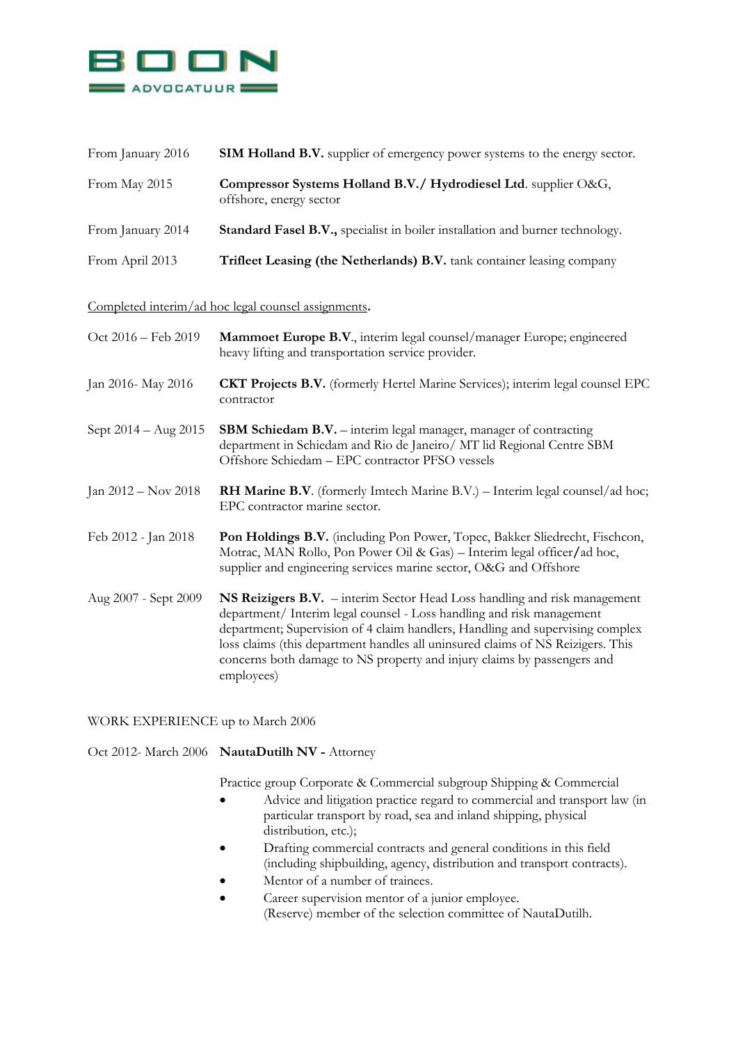| | |
|---|---|
| From January 2016 | **SIM Holland B.V.** supplier of emergency power systems to the energy sector. |
| From May 2015 | **Compressor Systems Holland B.V./ Hydrodiesel Ltd**. supplier O&G, offshore, energy sector |
| From January 2014 | **Standard Fasel B.V.,** specialist in boiler installation and burner technology. |
| From April 2013 | **Trifleet Leasing (the Netherlands) B.V.** tank container leasing company |

<u>Completed interim/ad hoc legal counsel assignments</u>**.**

| | |
|---|---|
| Oct 2016 – Feb 2019 | **Mammoet Europe B.V**., interim legal counsel/manager Europe; engineered heavy lifting and transportation service provider. |
| Jan 2016- May 2016 | **CKT Projects B.V.** (formerly Hertel Marine Services); interim legal counsel EPC contractor |
| Sept 2014 – Aug 2015 | **SBM Schiedam B.V.** – interim legal manager, manager of contracting department in Schiedam and Rio de Janeiro/ MT lid Regional Centre SBM Offshore Schiedam – EPC contractor PFSO vessels |
| Jan 2012 – Nov 2018 | **RH Marine B.V**. (formerly Imtech Marine B.V.) – Interim legal counsel/ad hoc; EPC contractor marine sector. |
| Feb 2012 - Jan 2018 | **Pon Holdings B.V.** (including Pon Power, Topec, Bakker Sliedrecht, Fischcon, Motrac, MAN Rollo, Pon Power Oil & Gas) – Interim legal officer**/**ad hoc, supplier and engineering services marine sector, O&G and Offshore |
| Aug 2007 - Sept 2009 | **NS Reizigers B.V.** – interim Sector Head Loss handling and risk management department/ Interim legal counsel - Loss handling and risk management department; Supervision of 4 claim handlers, Handling and supervising complex loss claims (this department handles all uninsured claims of NS Reizigers. This concerns both damage to NS property and injury claims by passengers and employees) |

WORK EXPERIENCE up to March 2006

Oct 2012- March 2006 **NautaDutilh NV -** Attorney

Practice group Corporate & Commercial subgroup Shipping & Commercial

- Advice and litigation practice regard to commercial and transport law (in particular transport by road, sea and inland shipping, physical distribution, etc.);
- Drafting commercial contracts and general conditions in this field (including shipbuilding, agency, distribution and transport contracts).
- Mentor of a number of trainees.
- Career supervision mentor of a junior employee.
  (Reserve) member of the selection committee of NautaDutilh.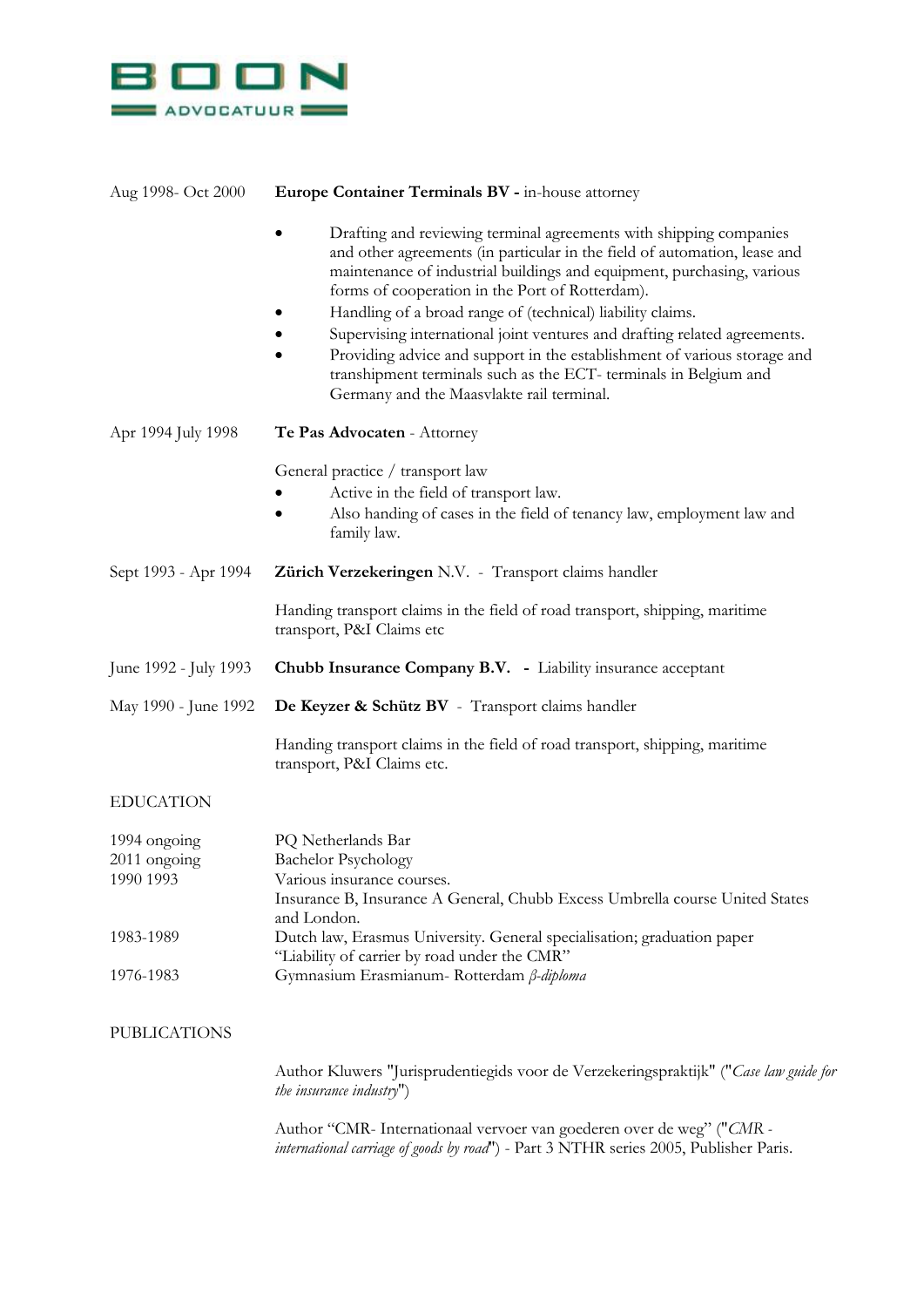BOON ADVOCATUUR

Aug 1998- Oct 2000 **Europe Container Terminals BV -** in-house attorney

- Drafting and reviewing terminal agreements with shipping companies and other agreements (in particular in the field of automation, lease and maintenance of industrial buildings and equipment, purchasing, various forms of cooperation in the Port of Rotterdam).
- Handling of a broad range of (technical) liability claims.
- Supervising international joint ventures and drafting related agreements.
- Providing advice and support in the establishment of various storage and transhipment terminals such as the ECT- terminals in Belgium and Germany and the Maasvlakte rail terminal.

Apr 1994 July 1998 **Te Pas Advocaten** - Attorney

General practice / transport law

- Active in the field of transport law.
- Also handing of cases in the field of tenancy law, employment law and family law.

Sept 1993 - Apr 1994 **Zürich Verzekeringen** N.V. - Transport claims handler

Handing transport claims in the field of road transport, shipping, maritime transport, P&I Claims etc

June 1992 - July 1993 **Chubb Insurance Company B.V. -** Liability insurance acceptant

May 1990 - June 1992 **De Keyzer & Schütz BV** - Transport claims handler

Handing transport claims in the field of road transport, shipping, maritime transport, P&I Claims etc.

EDUCATION

| | |
|---|---|
| 1994 ongoing | PQ Netherlands Bar |
| 2011 ongoing | Bachelor Psychology |
| 1990 1993 | Various insurance courses. Insurance B, Insurance A General, Chubb Excess Umbrella course United States and London. |
| 1983-1989 | Dutch law, Erasmus University. General specialisation; graduation paper "Liability of carrier by road under the CMR" |
| 1976-1983 | Gymnasium Erasmianum- Rotterdam *β-diploma* |

PUBLICATIONS

Author Kluwers "Jurisprudentiegids voor de Verzekeringspraktijk" ("*Case law guide for the insurance industry*")

Author "CMR- Internationaal vervoer van goederen over de weg" ("*CMR - international carriage of goods by road*") - Part 3 NTHR series 2005, Publisher Paris.